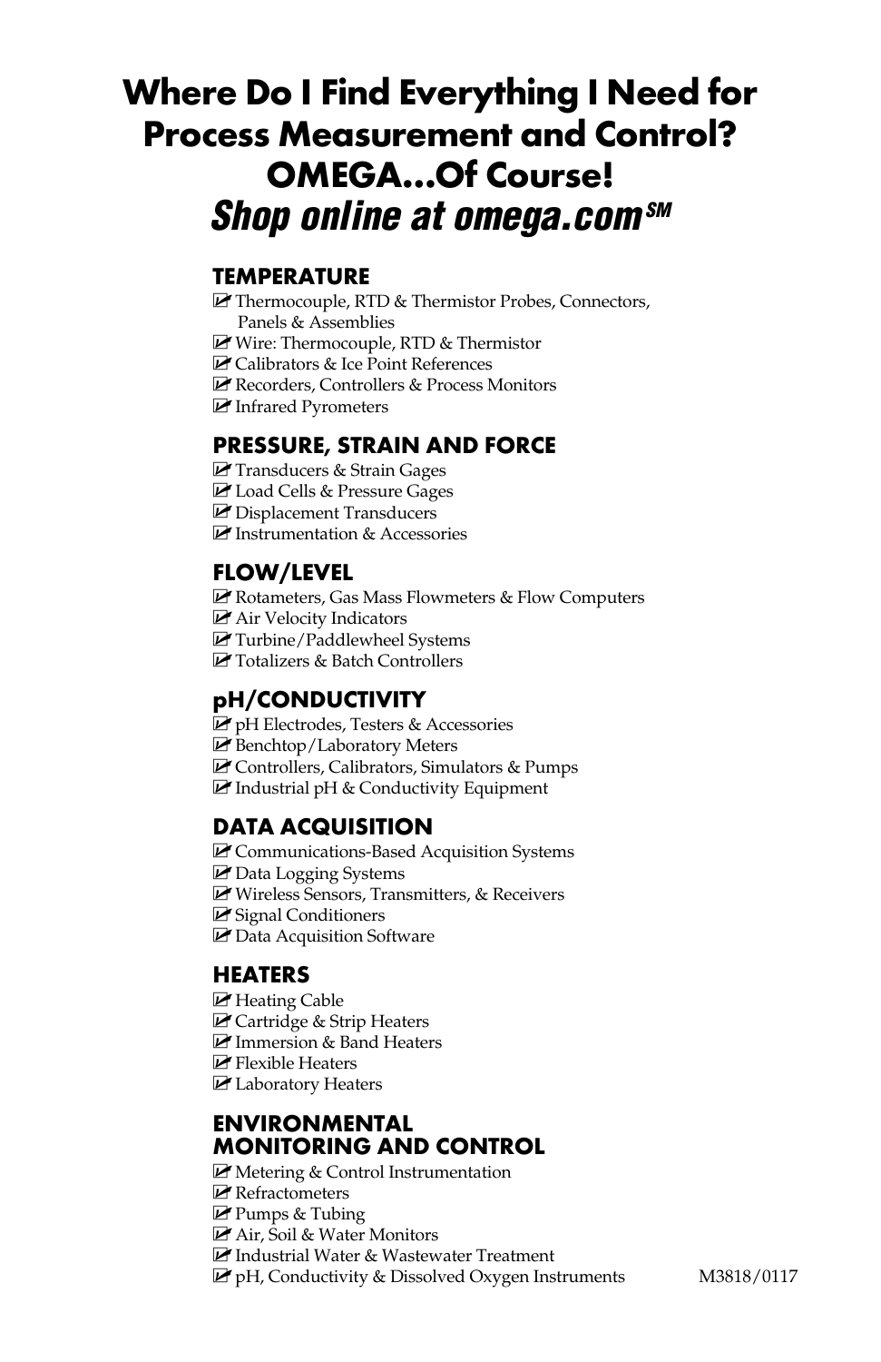# Where Do I Find Everything I Need for Process Measurement and Control? OMEGA...Of Course!

## *Shop online at omega.com℠*

### TEMPERATURE

- Thermocouple, RTD & Thermistor Probes, Connectors, Panels & Assemblies
- Wire: Thermocouple, RTD & Thermistor
- Calibrators & Ice Point References
- Recorders, Controllers & Process Monitors
- Infrared Pyrometers

### PRESSURE, STRAIN AND FORCE

- Transducers & Strain Gages
- Load Cells & Pressure Gages
- Displacement Transducers
- Instrumentation & Accessories

### FLOW/LEVEL

- Rotameters, Gas Mass Flowmeters & Flow Computers
- Air Velocity Indicators
- Turbine/Paddlewheel Systems
- Totalizers & Batch Controllers

### pH/CONDUCTIVITY

- pH Electrodes, Testers & Accessories
- Benchtop/Laboratory Meters
- Controllers, Calibrators, Simulators & Pumps
- Industrial pH & Conductivity Equipment

### DATA ACQUISITION

- Communications-Based Acquisition Systems
- Data Logging Systems
- Wireless Sensors, Transmitters, & Receivers
- Signal Conditioners
- Data Acquisition Software

### HEATERS

- Heating Cable
- Cartridge & Strip Heaters
- Immersion & Band Heaters
- Flexible Heaters
- Laboratory Heaters

### ENVIRONMENTAL MONITORING AND CONTROL

- Metering & Control Instrumentation
- Refractometers
- Pumps & Tubing
- Air, Soil & Water Monitors
- Industrial Water & Wastewater Treatment
- pH, Conductivity & Dissolved Oxygen Instruments

M3818/0117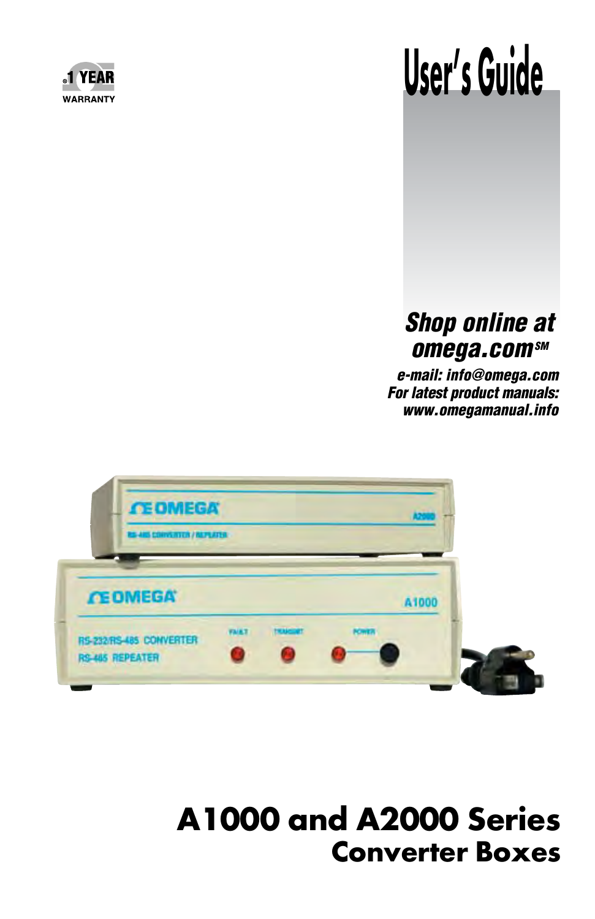1 YEAR WARRANTY

# User's Guide

***Shop online at omega.com***℠

***e-mail: info@omega.com***
***For latest product manuals:***
***www.omegamanual.info***

# A1000 and A2000 Series
## Converter Boxes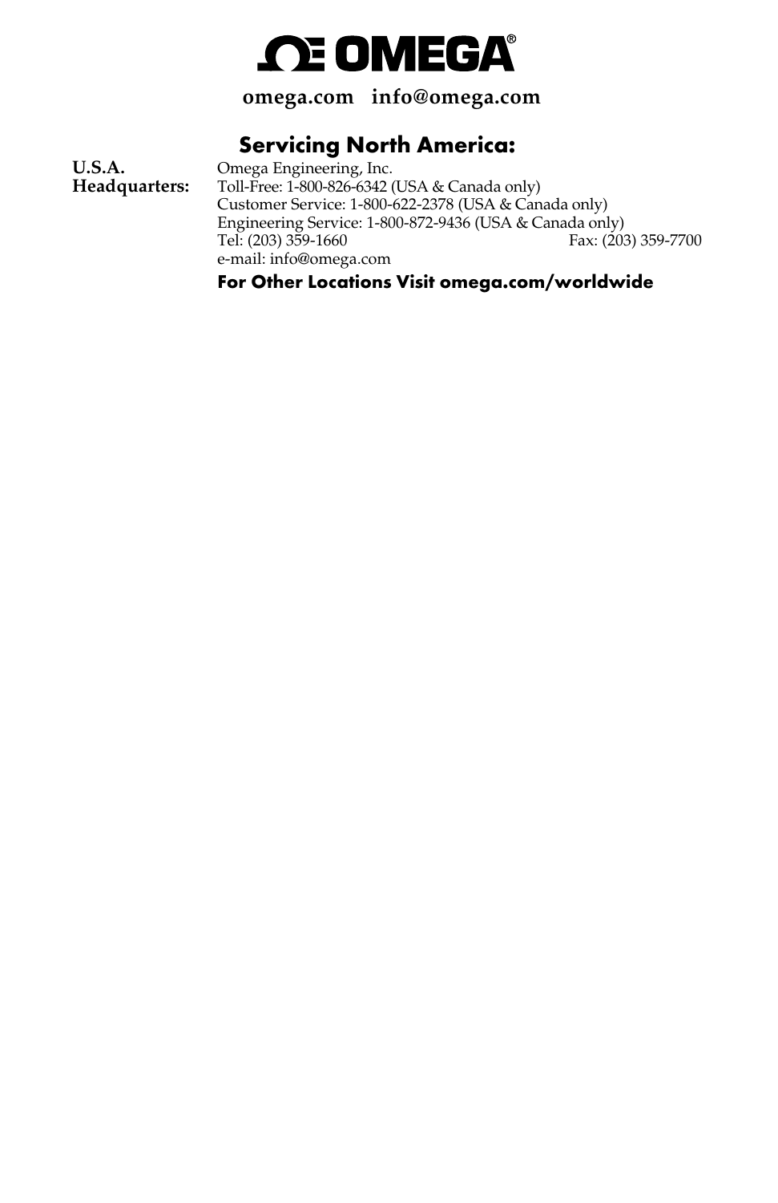# OMEGA®

**omega.com   info@omega.com**

## Servicing North America:

**U.S.A. Headquarters:** Omega Engineering, Inc.
Toll-Free: 1-800-826-6342 (USA & Canada only)
Customer Service: 1-800-622-2378 (USA & Canada only)
Engineering Service: 1-800-872-9436 (USA & Canada only)
Tel: (203) 359-1660   Fax: (203) 359-7700
e-mail: info@omega.com

**For Other Locations Visit omega.com/worldwide**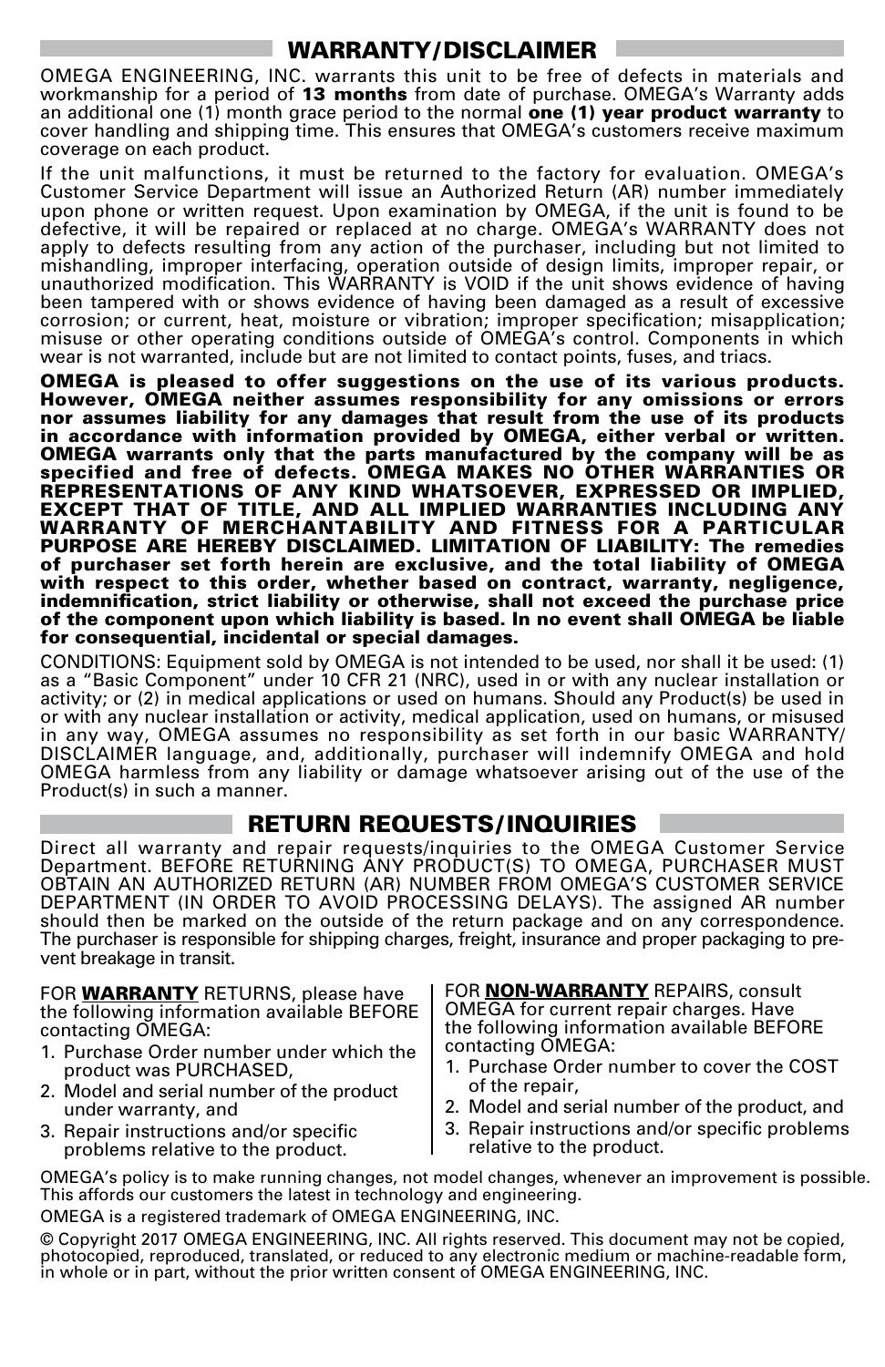## WARRANTY/DISCLAIMER

OMEGA ENGINEERING, INC. warrants this unit to be free of defects in materials and workmanship for a period of **13 months** from date of purchase. OMEGA's Warranty adds an additional one (1) month grace period to the normal **one (1) year product warranty** to cover handling and shipping time. This ensures that OMEGA's customers receive maximum coverage on each product.

If the unit malfunctions, it must be returned to the factory for evaluation. OMEGA's Customer Service Department will issue an Authorized Return (AR) number immediately upon phone or written request. Upon examination by OMEGA, if the unit is found to be defective, it will be repaired or replaced at no charge. OMEGA's WARRANTY does not apply to defects resulting from any action of the purchaser, including but not limited to mishandling, improper interfacing, operation outside of design limits, improper repair, or unauthorized modification. This WARRANTY is VOID if the unit shows evidence of having been tampered with or shows evidence of having been damaged as a result of excessive corrosion; or current, heat, moisture or vibration; improper specification; misapplication; misuse or other operating conditions outside of OMEGA's control. Components in which wear is not warranted, include but are not limited to contact points, fuses, and triacs.

**OMEGA is pleased to offer suggestions on the use of its various products. However, OMEGA neither assumes responsibility for any omissions or errors nor assumes liability for any damages that result from the use of its products in accordance with information provided by OMEGA, either verbal or written. OMEGA warrants only that the parts manufactured by the company will be as specified and free of defects. OMEGA MAKES NO OTHER WARRANTIES OR REPRESENTATIONS OF ANY KIND WHATSOEVER, EXPRESSED OR IMPLIED, EXCEPT THAT OF TITLE, AND ALL IMPLIED WARRANTIES INCLUDING ANY WARRANTY OF MERCHANTABILITY AND FITNESS FOR A PARTICULAR PURPOSE ARE HEREBY DISCLAIMED. LIMITATION OF LIABILITY: The remedies of purchaser set forth herein are exclusive, and the total liability of OMEGA with respect to this order, whether based on contract, warranty, negligence, indemnification, strict liability or otherwise, shall not exceed the purchase price of the component upon which liability is based. In no event shall OMEGA be liable for consequential, incidental or special damages.**

CONDITIONS: Equipment sold by OMEGA is not intended to be used, nor shall it be used: (1) as a "Basic Component" under 10 CFR 21 (NRC), used in or with any nuclear installation or activity; or (2) in medical applications or used on humans. Should any Product(s) be used in or with any nuclear installation or activity, medical application, used on humans, or misused in any way, OMEGA assumes no responsibility as set forth in our basic WARRANTY/DISCLAIMER language, and, additionally, purchaser will indemnify OMEGA and hold OMEGA harmless from any liability or damage whatsoever arising out of the use of the Product(s) in such a manner.

## RETURN REQUESTS/INQUIRIES

Direct all warranty and repair requests/inquiries to the OMEGA Customer Service Department. BEFORE RETURNING ANY PRODUCT(S) TO OMEGA, PURCHASER MUST OBTAIN AN AUTHORIZED RETURN (AR) NUMBER FROM OMEGA'S CUSTOMER SERVICE DEPARTMENT (IN ORDER TO AVOID PROCESSING DELAYS). The assigned AR number should then be marked on the outside of the return package and on any correspondence. The purchaser is responsible for shipping charges, freight, insurance and proper packaging to prevent breakage in transit.

FOR **WARRANTY** RETURNS, please have the following information available BEFORE contacting OMEGA:

1. Purchase Order number under which the product was PURCHASED,
2. Model and serial number of the product under warranty, and
3. Repair instructions and/or specific problems relative to the product.

FOR **NON-WARRANTY** REPAIRS, consult OMEGA for current repair charges. Have the following information available BEFORE contacting OMEGA:

1. Purchase Order number to cover the COST of the repair,
2. Model and serial number of the product, and
3. Repair instructions and/or specific problems relative to the product.

OMEGA's policy is to make running changes, not model changes, whenever an improvement is possible. This affords our customers the latest in technology and engineering.

OMEGA is a registered trademark of OMEGA ENGINEERING, INC.

© Copyright 2017 OMEGA ENGINEERING, INC. All rights reserved. This document may not be copied, photocopied, reproduced, translated, or reduced to any electronic medium or machine-readable form, in whole or in part, without the prior written consent of OMEGA ENGINEERING, INC.